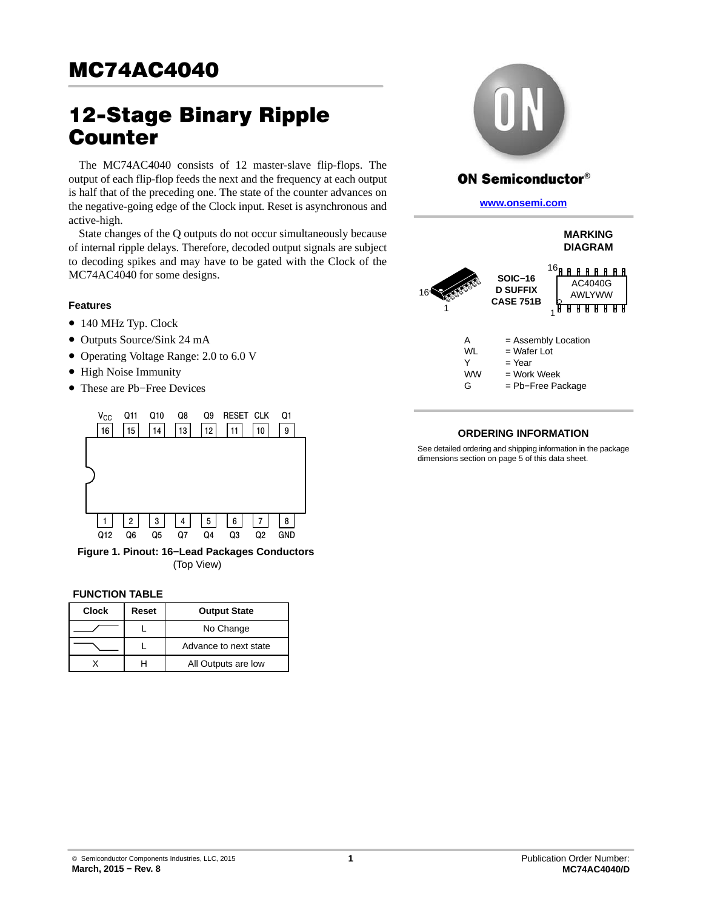# MC74AC4040

# 12-Stage Binary Ripple Counter

The MC74AC4040 consists of 12 master-slave flip-flops. The output of each flip-flop feeds the next and the frequency at each output is half that of the preceding one. The state of the counter advances on the negative-going edge of the Clock input. Reset is asynchronous and active-high.

State changes of the Q outputs do not occur simultaneously because of internal ripple delays. Therefore, decoded output signals are subject to decoding spikes and may have to be gated with the Clock of the MC74AC4040 for some designs.

### Features

- 140 MHz Typ. Clock
- Outputs Source/Sink 24 mA
- Operating Voltage Range: 2.0 to 6.0 V
- High Noise Immunity
- These are Pb−Free Devices

| Pin | 16 | 15 | 14 | 13 | 12 | 11 | 10 | 9 |
|---|---|---|---|---|---|---|---|---|
| Name | $V_{CC}$ | Q11 | Q10 | Q8 | Q9 | RESET | CLK | Q1 |

| Pin | 1 | 2 | 3 | 4 | 5 | 6 | 7 | 8 |
|---|---|---|---|---|---|---|---|---|
| Name | Q12 | Q6 | Q5 | Q7 | Q4 | Q3 | Q2 | GND |

**Figure 1. Pinout: 16−Lead Packages Conductors**
(Top View)

### FUNCTION TABLE

| Clock | Reset | Output State |
|---|---|---|
| Rising edge | L | No Change |
| Falling edge | L | Advance to next state |
| X | H | All Outputs are low |

**ON Semiconductor®**

www.onsemi.com

**MARKING DIAGRAM**

SOIC−16
D SUFFIX
CASE 751B

AC4040G
AWLYWW

A = Assembly Location
WL = Wafer Lot
Y = Year
WW = Work Week
G = Pb−Free Package

### ORDERING INFORMATION

See detailed ordering and shipping information in the package dimensions section on page 5 of this data sheet.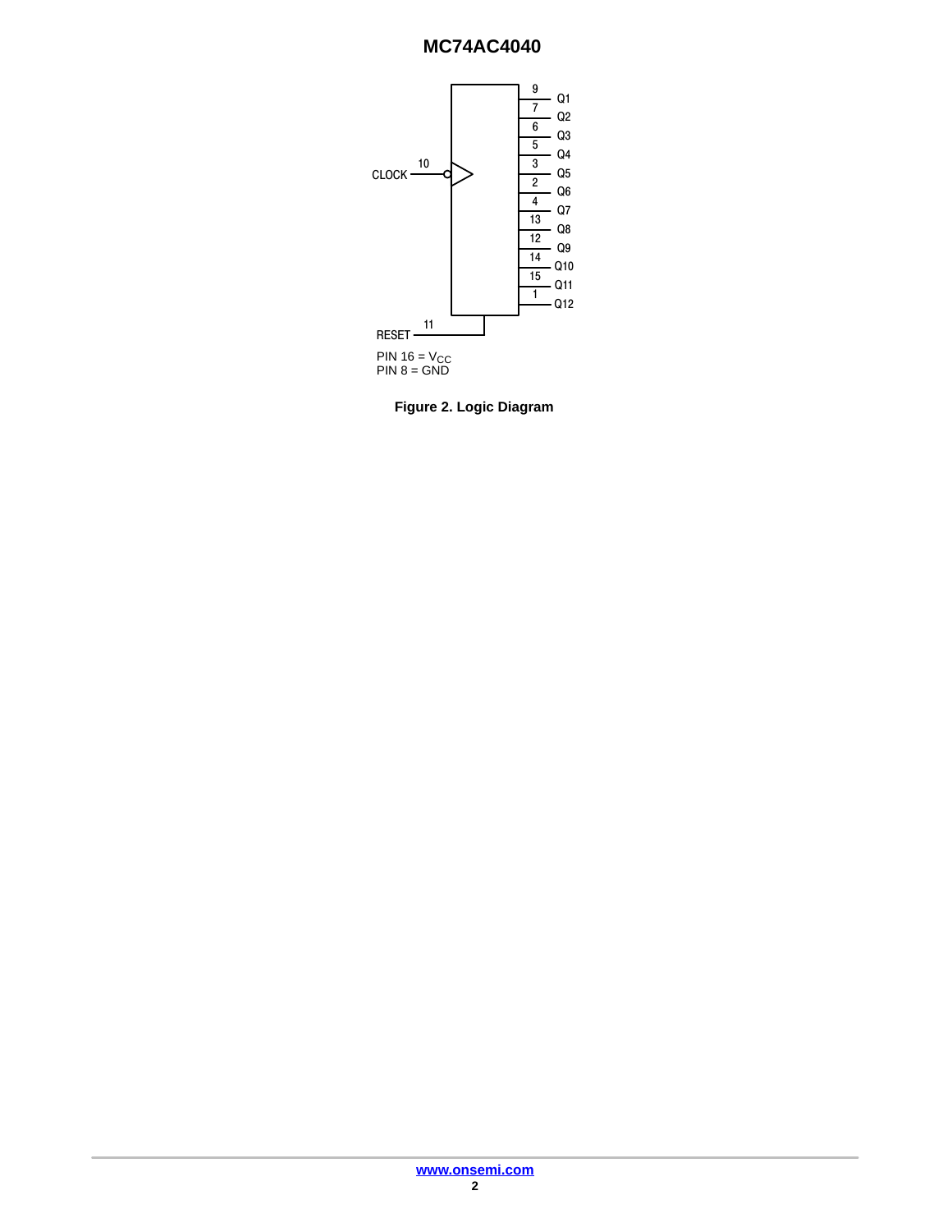CLOCK 10

RESET 11

9 Q1
7 Q2
6 Q3
5 Q4
3 Q5
2 Q6
4 Q7
13 Q8
12 Q9
14 Q10
15 Q11
1 Q12

PIN 16 = $V_{CC}$
PIN 8 = GND

**Figure 2. Logic Diagram**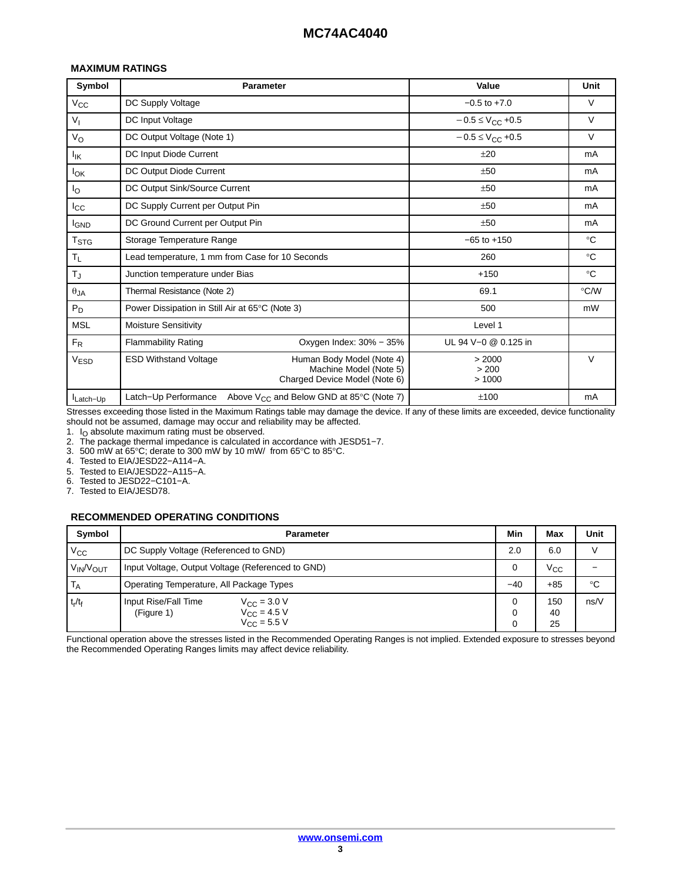### MAXIMUM RATINGS

| Symbol | Parameter | | Value | Unit |
|---|---|---|---|---|
| $V_{CC}$ | DC Supply Voltage | | −0.5 to +7.0 | V |
| $V_I$ | DC Input Voltage | | $-0.5 \leq V_{CC} +0.5$ | V |
| $V_O$ | DC Output Voltage (Note 1) | | $-0.5 \leq V_{CC} +0.5$ | V |
| $I_{IK}$ | DC Input Diode Current | | ±20 | mA |
| $I_{OK}$ | DC Output Diode Current | | ±50 | mA |
| $I_O$ | DC Output Sink/Source Current | | ±50 | mA |
| $I_{CC}$ | DC Supply Current per Output Pin | | ±50 | mA |
| $I_{GND}$ | DC Ground Current per Output Pin | | ±50 | mA |
| $T_{STG}$ | Storage Temperature Range | | −65 to +150 | °C |
| $T_L$ | Lead temperature, 1 mm from Case for 10 Seconds | | 260 | °C |
| $T_J$ | Junction temperature under Bias | | +150 | °C |
| $\theta_{JA}$ | Thermal Resistance (Note 2) | | 69.1 | °C/W |
| $P_D$ | Power Dissipation in Still Air at 65°C (Note 3) | | 500 | mW |
| MSL | Moisture Sensitivity | | Level 1 | |
| $F_R$ | Flammability Rating | Oxygen Index: 30% − 35% | UL 94 V−0 @ 0.125 in | |
| $V_{ESD}$ | ESD Withstand Voltage | Human Body Model (Note 4)<br>Machine Model (Note 5)<br>Charged Device Model (Note 6) | > 2000<br>> 200<br>> 1000 | V |
| $I_{Latch-Up}$ | Latch−Up Performance | Above $V_{CC}$ and Below GND at 85°C (Note 7) | ±100 | mA |

Stresses exceeding those listed in the Maximum Ratings table may damage the device. If any of these limits are exceeded, device functionality should not be assumed, damage may occur and reliability may be affected.

1. $I_O$ absolute maximum rating must be observed.
2. The package thermal impedance is calculated in accordance with JESD51−7.
3. 500 mW at 65°C; derate to 300 mW by 10 mW/ from 65°C to 85°C.
4. Tested to EIA/JESD22−A114−A.
5. Tested to EIA/JESD22−A115−A.
6. Tested to JESD22−C101−A.
7. Tested to EIA/JESD78.

### RECOMMENDED OPERATING CONDITIONS

| Symbol | Parameter | | Min | Max | Unit |
|---|---|---|---|---|---|
| $V_{CC}$ | DC Supply Voltage (Referenced to GND) | | 2.0 | 6.0 | V |
| $V_{IN}/V_{OUT}$ | Input Voltage, Output Voltage (Referenced to GND) | | 0 | $V_{CC}$ | − |
| $T_A$ | Operating Temperature, All Package Types | | −40 | +85 | °C |
| $t_r/t_f$ | Input Rise/Fall Time<br>(Figure 1) | $V_{CC}$ = 3.0 V<br>$V_{CC}$ = 4.5 V<br>$V_{CC}$ = 5.5 V | 0<br>0<br>0 | 150<br>40<br>25 | ns/V |

Functional operation above the stresses listed in the Recommended Operating Ranges is not implied. Extended exposure to stresses beyond the Recommended Operating Ranges limits may affect device reliability.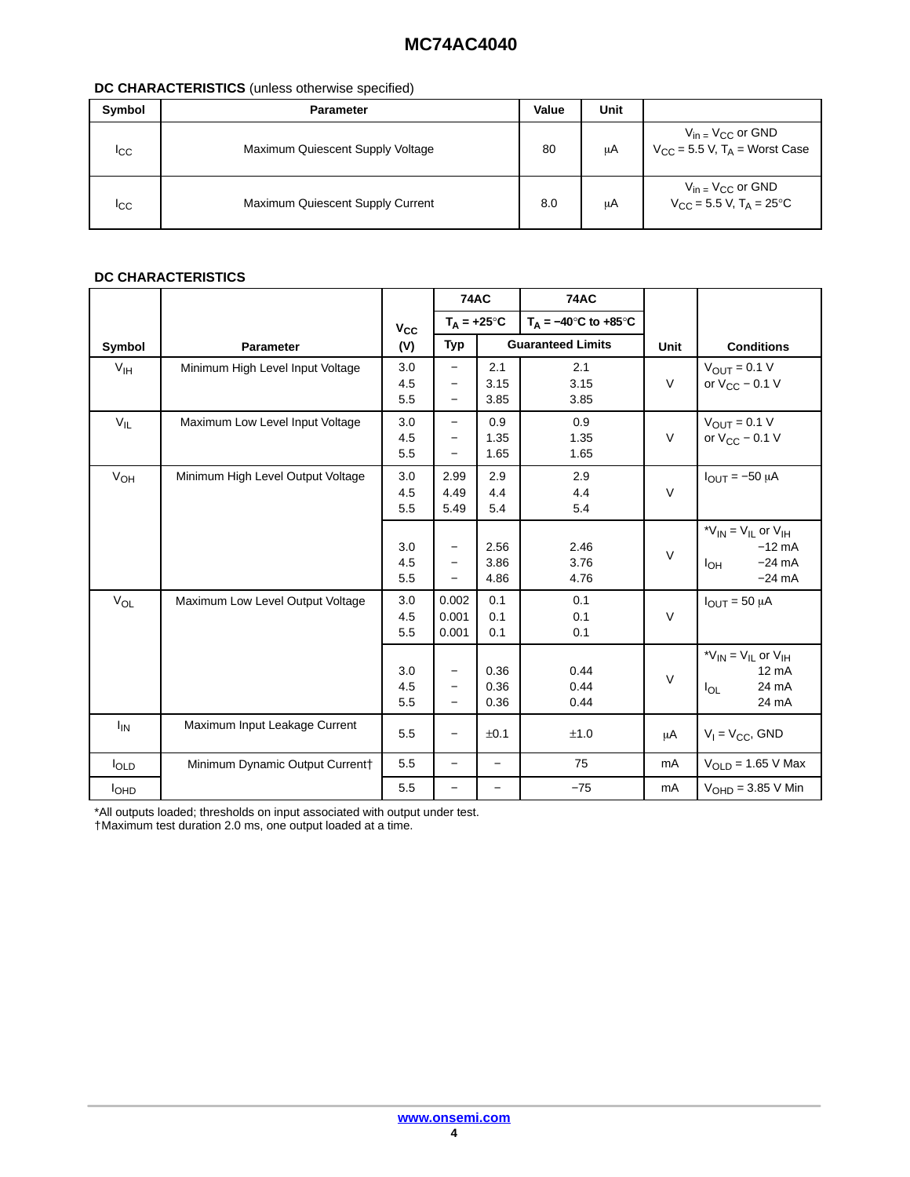**DC CHARACTERISTICS** (unless otherwise specified)

| Symbol | Parameter | Value | Unit | |
|---|---|---|---|---|
| $I_{CC}$ | Maximum Quiescent Supply Voltage | 80 | μA | $V_{in} = V_{CC}$ or GND<br>$V_{CC}$ = 5.5 V, $T_A$ = Worst Case |
| $I_{CC}$ | Maximum Quiescent Supply Current | 8.0 | μA | $V_{in} = V_{CC}$ or GND<br>$V_{CC}$ = 5.5 V, $T_A$ = 25°C |

**DC CHARACTERISTICS**

| Symbol | Parameter | $V_{CC}$ (V) | 74AC $T_A$ = +25°C Typ | 74AC $T_A$ = +25°C Guaranteed Limits | 74AC $T_A$ = −40°C to +85°C Guaranteed Limits | Unit | Conditions |
|---|---|---|---|---|---|---|---|
| $V_{IH}$ | Minimum High Level Input Voltage | 3.0<br>4.5<br>5.5 | −<br>−<br>− | 2.1<br>3.15<br>3.85 | 2.1<br>3.15<br>3.85 | V | $V_{OUT}$ = 0.1 V<br>or $V_{CC}$ − 0.1 V |
| $V_{IL}$ | Maximum Low Level Input Voltage | 3.0<br>4.5<br>5.5 | −<br>−<br>− | 0.9<br>1.35<br>1.65 | 0.9<br>1.35<br>1.65 | V | $V_{OUT}$ = 0.1 V<br>or $V_{CC}$ − 0.1 V |
| $V_{OH}$ | Minimum High Level Output Voltage | 3.0<br>4.5<br>5.5 | 2.99<br>4.49<br>5.49 | 2.9<br>4.4<br>5.4 | 2.9<br>4.4<br>5.4 | V | $I_{OUT}$ = −50 μA |
| | | 3.0<br>4.5<br>5.5 | −<br>−<br>− | 2.56<br>3.86<br>4.86 | 2.46<br>3.76<br>4.76 | V | *$V_{IN}$ = $V_{IL}$ or $V_{IH}$<br>$I_{OH}$ −12 mA<br>−24 mA<br>−24 mA |
| $V_{OL}$ | Maximum Low Level Output Voltage | 3.0<br>4.5<br>5.5 | 0.002<br>0.001<br>0.001 | 0.1<br>0.1<br>0.1 | 0.1<br>0.1<br>0.1 | V | $I_{OUT}$ = 50 μA |
| | | 3.0<br>4.5<br>5.5 | −<br>−<br>− | 0.36<br>0.36<br>0.36 | 0.44<br>0.44<br>0.44 | V | *$V_{IN}$ = $V_{IL}$ or $V_{IH}$<br>$I_{OL}$ 12 mA<br>24 mA<br>24 mA |
| $I_{IN}$ | Maximum Input Leakage Current | 5.5 | − | ±0.1 | ±1.0 | μA | $V_I$ = $V_{CC}$, GND |
| $I_{OLD}$ | Minimum Dynamic Output Current† | 5.5 | − | − | 75 | mA | $V_{OLD}$ = 1.65 V Max |
| $I_{OHD}$ | | 5.5 | − | − | −75 | mA | $V_{OHD}$ = 3.85 V Min |

*All outputs loaded; thresholds on input associated with output under test.
†Maximum test duration 2.0 ms, one output loaded at a time.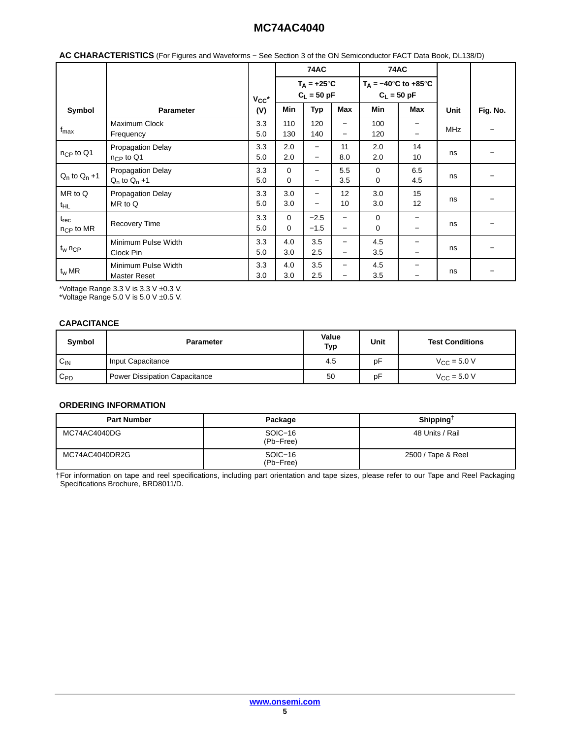**AC CHARACTERISTICS** (For Figures and Waveforms − See Section 3 of the ON Semiconductor FACT Data Book, DL138/D)

| Symbol | Parameter | $V_{CC}$* (V) | 74AC $T_A$ = +25°C $C_L$ = 50 pF | | | 74AC $T_A$ = −40°C to +85°C $C_L$ = 50 pF | | Unit | Fig. No. |
|---|---|---|---|---|---|---|---|---|---|
| | | | Min | Typ | Max | Min | Max | | |
| $f_{max}$ | Maximum Clock Frequency | 3.3<br>5.0 | 110<br>130 | 120<br>140 | −<br>− | 100<br>120 | −<br>− | MHz | − |
| $n_{CP}$ to Q1 | Propagation Delay $n_{CP}$ to Q1 | 3.3<br>5.0 | 2.0<br>2.0 | −<br>− | 11<br>8.0 | 2.0<br>2.0 | 14<br>10 | ns | − |
| $Q_n$ to $Q_n$ +1 | Propagation Delay $Q_n$ to $Q_n$ +1 | 3.3<br>5.0 | 0<br>0 | −<br>− | 5.5<br>3.5 | 0<br>0 | 6.5<br>4.5 | ns | − |
| MR to Q $t_{HL}$ | Propagation Delay MR to Q | 3.3<br>5.0 | 3.0<br>3.0 | −<br>− | 12<br>10 | 3.0<br>3.0 | 15<br>12 | ns | − |
| $t_{rec}$ $n_{CP}$ to MR | Recovery Time | 3.3<br>5.0 | 0<br>0 | −2.5<br>−1.5 | −<br>− | 0<br>0 | −<br>− | ns | − |
| $t_w$ $n_{CP}$ | Minimum Pulse Width Clock Pin | 3.3<br>5.0 | 4.0<br>3.0 | 3.5<br>2.5 | −<br>− | 4.5<br>3.5 | −<br>− | ns | − |
| $t_w$ MR | Minimum Pulse Width Master Reset | 3.3<br>3.0 | 4.0<br>3.0 | 3.5<br>2.5 | −<br>− | 4.5<br>3.5 | −<br>− | ns | − |

*Voltage Range 3.3 V is 3.3 V ±0.3 V.
*Voltage Range 5.0 V is 5.0 V ±0.5 V.

### CAPACITANCE

| Symbol | Parameter | Value Typ | Unit | Test Conditions |
|---|---|---|---|---|
| $C_{IN}$ | Input Capacitance | 4.5 | pF | $V_{CC}$ = 5.0 V |
| $C_{PD}$ | Power Dissipation Capacitance | 50 | pF | $V_{CC}$ = 5.0 V |

### ORDERING INFORMATION

| Part Number | Package | Shipping† |
|---|---|---|
| MC74AC4040DG | SOIC−16 (Pb−Free) | 48 Units / Rail |
| MC74AC4040DR2G | SOIC−16 (Pb−Free) | 2500 / Tape & Reel |

†For information on tape and reel specifications, including part orientation and tape sizes, please refer to our Tape and Reel Packaging Specifications Brochure, BRD8011/D.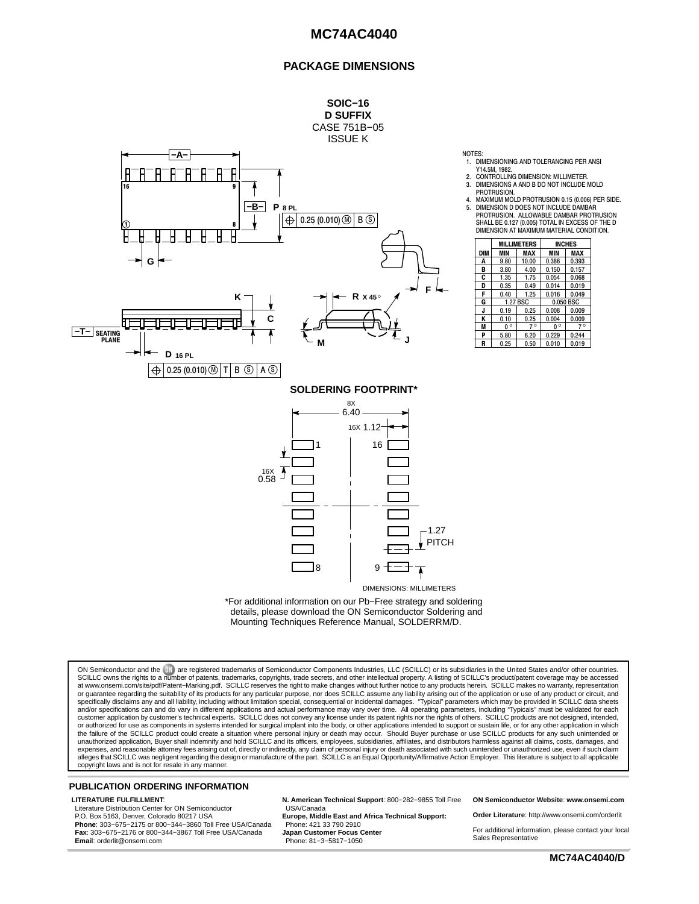## PACKAGE DIMENSIONS

**SOIC−16**
**D SUFFIX**
CASE 751B−05
ISSUE K

−A−

16 9

1 8

−B−

P 8 PL

0.25 (0.010) M B S

G

F

K

C

R X 45°

−T− SEATING PLANE

M

J

D 16 PL

0.25 (0.010) M T B S A S

NOTES:
1. DIMENSIONING AND TOLERANCING PER ANSI Y14.5M, 1982.
2. CONTROLLING DIMENSION: MILLIMETER.
3. DIMENSIONS A AND B DO NOT INCLUDE MOLD PROTRUSION.
4. MAXIMUM MOLD PROTRUSION 0.15 (0.006) PER SIDE.
5. DIMENSION D DOES NOT INCLUDE DAMBAR PROTRUSION. ALLOWABLE DAMBAR PROTRUSION SHALL BE 0.127 (0.005) TOTAL IN EXCESS OF THE D DIMENSION AT MAXIMUM MATERIAL CONDITION.

| | MILLIMETERS | | INCHES | |
|---|---|---|---|---|
| DIM | MIN | MAX | MIN | MAX |
| A | 9.80 | 10.00 | 0.386 | 0.393 |
| B | 3.80 | 4.00 | 0.150 | 0.157 |
| C | 1.35 | 1.75 | 0.054 | 0.068 |
| D | 0.35 | 0.49 | 0.014 | 0.019 |
| F | 0.40 | 1.25 | 0.016 | 0.049 |
| G | 1.27 BSC | | 0.050 BSC | |
| J | 0.19 | 0.25 | 0.008 | 0.009 |
| K | 0.10 | 0.25 | 0.004 | 0.009 |
| M | 0° | 7° | 0° | 7° |
| P | 5.80 | 6.20 | 0.229 | 0.244 |
| R | 0.25 | 0.50 | 0.010 | 0.019 |

### SOLDERING FOOTPRINT*

8X
6.40

16X 1.12

1 16

16X
0.58

1.27
PITCH

8 9

DIMENSIONS: MILLIMETERS

*For additional information on our Pb−Free strategy and soldering details, please download the ON Semiconductor Soldering and Mounting Techniques Reference Manual, SOLDERRM/D.

ON Semiconductor and the ON logo are registered trademarks of Semiconductor Components Industries, LLC (SCILLC) or its subsidiaries in the United States and/or other countries. SCILLC owns the rights to a number of patents, trademarks, copyrights, trade secrets, and other intellectual property. A listing of SCILLC's product/patent coverage may be accessed at www.onsemi.com/site/pdf/Patent−Marking.pdf. SCILLC reserves the right to make changes without further notice to any products herein. SCILLC makes no warranty, representation or guarantee regarding the suitability of its products for any particular purpose, nor does SCILLC assume any liability arising out of the application or use of any product or circuit, and specifically disclaims any and all liability, including without limitation special, consequential or incidental damages. "Typical" parameters which may be provided in SCILLC data sheets and/or specifications can and do vary in different applications and actual performance may vary over time. All operating parameters, including "Typicals" must be validated for each customer application by customer's technical experts. SCILLC does not convey any license under its patent rights nor the rights of others. SCILLC products are not designed, intended, or authorized for use as components in systems intended for surgical implant into the body, or other applications intended to support or sustain life, or for any other application in which the failure of the SCILLC product could create a situation where personal injury or death may occur. Should Buyer purchase or use SCILLC products for any such unintended or unauthorized application, Buyer shall indemnify and hold SCILLC and its officers, employees, subsidiaries, affiliates, and distributors harmless against all claims, costs, damages, and expenses, and reasonable attorney fees arising out of, directly or indirectly, any claim of personal injury or death associated with such unintended or unauthorized use, even if such claim alleges that SCILLC was negligent regarding the design or manufacture of the part. SCILLC is an Equal Opportunity/Affirmative Action Employer. This literature is subject to all applicable copyright laws and is not for resale in any manner.

### PUBLICATION ORDERING INFORMATION

**LITERATURE FULFILLMENT**:
Literature Distribution Center for ON Semiconductor
P.O. Box 5163, Denver, Colorado 80217 USA
**Phone**: 303−675−2175 or 800−344−3860 Toll Free USA/Canada
**Fax**: 303−675−2176 or 800−344−3867 Toll Free USA/Canada
**Email**: orderlit@onsemi.com

**N. American Technical Support**: 800−282−9855 Toll Free USA/Canada
**Europe, Middle East and Africa Technical Support:**
Phone: 421 33 790 2910
**Japan Customer Focus Center**
Phone: 81−3−5817−1050

**ON Semiconductor Website**: **www.onsemi.com**

**Order Literature**: http://www.onsemi.com/orderlit

For additional information, please contact your local Sales Representative

**MC74AC4040/D**